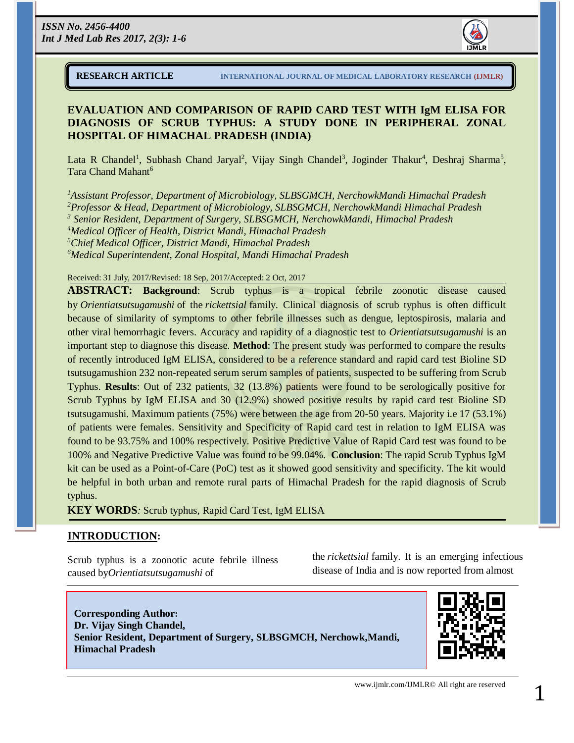RESEARCH ARTICLE — INTERNATIONAL JOURNAL OF MEDICAL LABORATORY RESEARCH (IJMLR)

# EVALUATION AND COMPARISON OF RAPID CARD TEST WITH IgM ELISA FOR DIAGNOSIS OF SCRUB TYPHUS: A STUDY DONE IN PERIPHERAL ZONAL HOSPITAL OF HIMACHAL PRADESH (INDIA)

Lata R Chandel[1], Subhash Chand Jaryal[2], Vijay Singh Chandel[3], Joginder Thakur[4], Deshraj Sharma[5], Tara Chand Mahant[6]

*[1]Assistant Professor, Department of Microbiology, SLBSGMCH, NerchowkMandi Himachal Pradesh*
*[2]Professor & Head, Department of Microbiology, SLBSGMCH, NerchowkMandi Himachal Pradesh*
*[3] Senior Resident, Department of Surgery, SLBSGMCH, NerchowkMandi, Himachal Pradesh*
*[4]Medical Officer of Health, District Mandi, Himachal Pradesh*
*[5]Chief Medical Officer, District Mandi, Himachal Pradesh*
*[6]Medical Superintendent, Zonal Hospital, Mandi Himachal Pradesh*

Received: 31 July, 2017/Revised: 18 Sep, 2017/Accepted: 2 Oct, 2017

**ABSTRACT: Background**: Scrub typhus is a tropical febrile zoonotic disease caused by *Orientiatsutsugamushi* of the *rickettsial* family. Clinical diagnosis of scrub typhus is often difficult because of similarity of symptoms to other febrile illnesses such as dengue, leptospirosis, malaria and other viral hemorrhagic fevers. Accuracy and rapidity of a diagnostic test to *Orientiatsutsugamushi* is an important step to diagnose this disease. **Method**: The present study was performed to compare the results of recently introduced IgM ELISA, considered to be a reference standard and rapid card test Bioline SD tsutsugamushion 232 non-repeated serum serum samples of patients, suspected to be suffering from Scrub Typhus. **Results**: Out of 232 patients, 32 (13.8%) patients were found to be serologically positive for Scrub Typhus by IgM ELISA and 30 (12.9%) showed positive results by rapid card test Bioline SD tsutsugamushi. Maximum patients (75%) were between the age from 20-50 years. Majority i.e 17 (53.1%) of patients were females. Sensitivity and Specificity of Rapid card test in relation to IgM ELISA was found to be 93.75% and 100% respectively. Positive Predictive Value of Rapid Card test was found to be 100% and Negative Predictive Value was found to be 99.04%. **Conclusion**: The rapid Scrub Typhus IgM kit can be used as a Point-of-Care (PoC) test as it showed good sensitivity and specificity. The kit would be helpful in both urban and remote rural parts of Himachal Pradesh for the rapid diagnosis of Scrub typhus.

**KEY WORDS***:* Scrub typhus, Rapid Card Test, IgM ELISA

## INTRODUCTION:

Scrub typhus is a zoonotic acute febrile illness caused by*Orientiatsutsugamushi* of the *rickettsial* family. It is an emerging infectious disease of India and is now reported from almost

**Corresponding Author:**
**Dr. Vijay Singh Chandel,**
**Senior Resident, Department of Surgery, SLBSGMCH, Nerchowk,Mandi, Himachal Pradesh**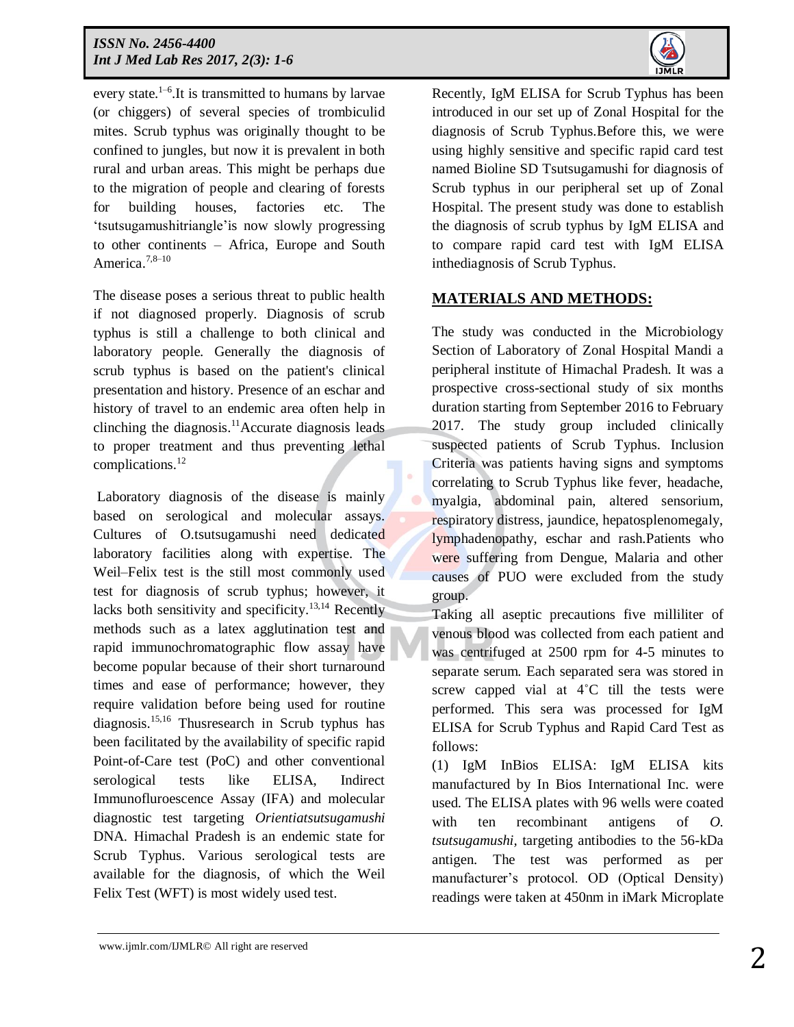every state.[1–6].It is transmitted to humans by larvae (or chiggers) of several species of trombiculid mites. Scrub typhus was originally thought to be confined to jungles, but now it is prevalent in both rural and urban areas. This might be perhaps due to the migration of people and clearing of forests for building houses, factories etc. The 'tsutsugamushitriangle'is now slowly progressing to other continents – Africa, Europe and South America.[7,8–10]

The disease poses a serious threat to public health if not diagnosed properly. Diagnosis of scrub typhus is still a challenge to both clinical and laboratory people. Generally the diagnosis of scrub typhus is based on the patient's clinical presentation and history. Presence of an eschar and history of travel to an endemic area often help in clinching the diagnosis.[11]Accurate diagnosis leads to proper treatment and thus preventing lethal complications.[12]

Laboratory diagnosis of the disease is mainly based on serological and molecular assays. Cultures of O.tsutsugamushi need dedicated laboratory facilities along with expertise. The Weil–Felix test is the still most commonly used test for diagnosis of scrub typhus; however, it lacks both sensitivity and specificity.[13,14] Recently methods such as a latex agglutination test and rapid immunochromatographic flow assay have become popular because of their short turnaround times and ease of performance; however, they require validation before being used for routine diagnosis.[15,16] Thusresearch in Scrub typhus has been facilitated by the availability of specific rapid Point-of-Care test (PoC) and other conventional serological tests like ELISA, Indirect Immunofluroescence Assay (IFA) and molecular diagnostic test targeting *Orientiatsutsugamushi* DNA. Himachal Pradesh is an endemic state for Scrub Typhus. Various serological tests are available for the diagnosis, of which the Weil Felix Test (WFT) is most widely used test.

Recently, IgM ELISA for Scrub Typhus has been introduced in our set up of Zonal Hospital for the diagnosis of Scrub Typhus.Before this, we were using highly sensitive and specific rapid card test named Bioline SD Tsutsugamushi for diagnosis of Scrub typhus in our peripheral set up of Zonal Hospital. The present study was done to establish the diagnosis of scrub typhus by IgM ELISA and to compare rapid card test with IgM ELISA inthediagnosis of Scrub Typhus.

## MATERIALS AND METHODS:

The study was conducted in the Microbiology Section of Laboratory of Zonal Hospital Mandi a peripheral institute of Himachal Pradesh. It was a prospective cross-sectional study of six months duration starting from September 2016 to February 2017. The study group included clinically suspected patients of Scrub Typhus. Inclusion Criteria was patients having signs and symptoms correlating to Scrub Typhus like fever, headache, myalgia, abdominal pain, altered sensorium, respiratory distress, jaundice, hepatosplenomegaly, lymphadenopathy, eschar and rash.Patients who were suffering from Dengue, Malaria and other causes of PUO were excluded from the study group.

Taking all aseptic precautions five milliliter of venous blood was collected from each patient and was centrifuged at 2500 rpm for 4-5 minutes to separate serum. Each separated sera was stored in screw capped vial at 4˚C till the tests were performed. This sera was processed for IgM ELISA for Scrub Typhus and Rapid Card Test as follows:

(1) IgM InBios ELISA: IgM ELISA kits manufactured by In Bios International Inc. were used. The ELISA plates with 96 wells were coated with ten recombinant antigens of *O. tsutsugamushi*, targeting antibodies to the 56-kDa antigen. The test was performed as per manufacturer's protocol. OD (Optical Density) readings were taken at 450nm in iMark Microplate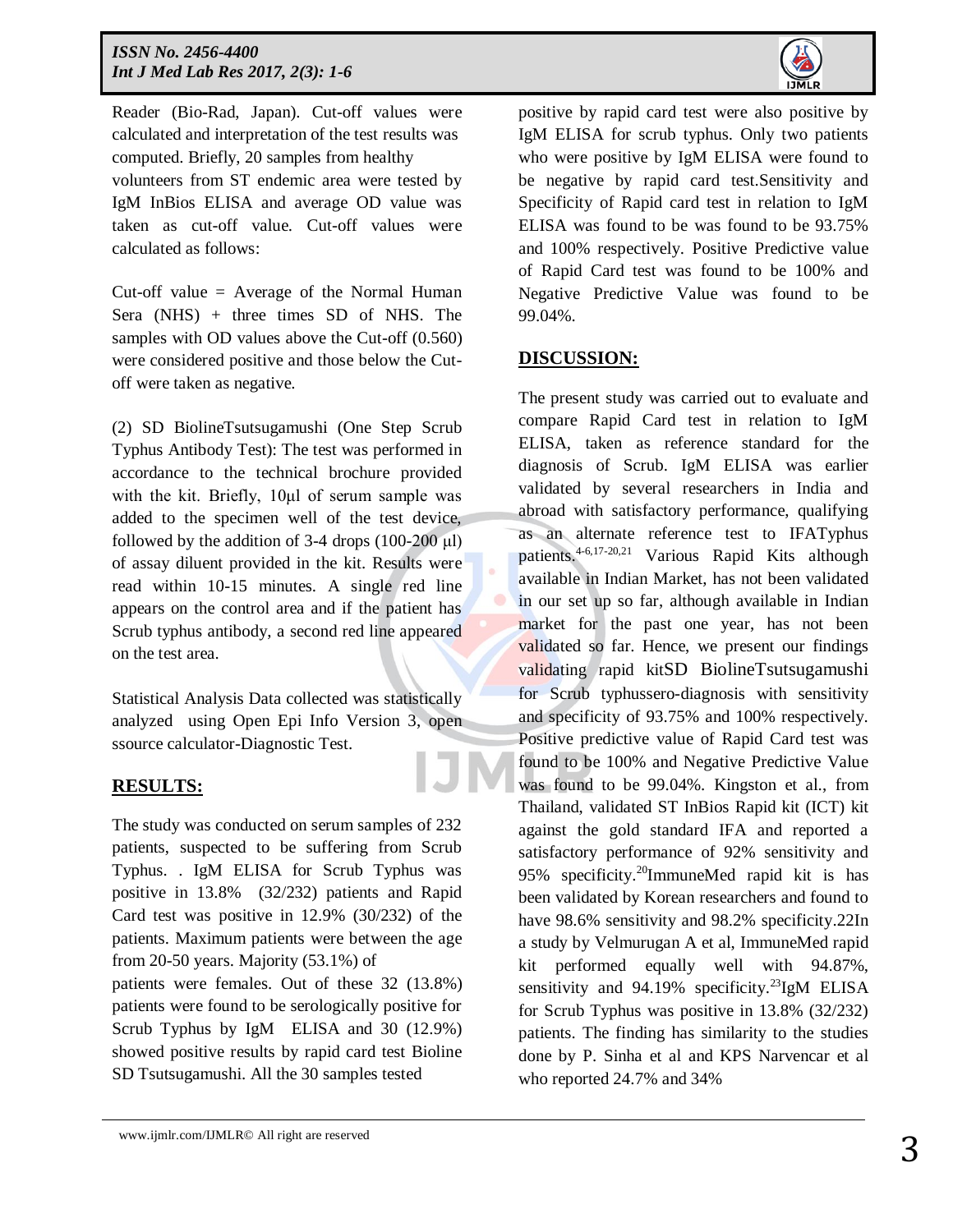Reader (Bio-Rad, Japan). Cut-off values were calculated and interpretation of the test results was computed. Briefly, 20 samples from healthy volunteers from ST endemic area were tested by IgM InBios ELISA and average OD value was taken as cut-off value. Cut-off values were calculated as follows:

Cut-off value = Average of the Normal Human Sera (NHS) + three times SD of NHS. The samples with OD values above the Cut-off (0.560) were considered positive and those below the Cut-off were taken as negative.

(2) SD BiolineTsutsugamushi (One Step Scrub Typhus Antibody Test): The test was performed in accordance to the technical brochure provided with the kit. Briefly, 10μl of serum sample was added to the specimen well of the test device, followed by the addition of 3-4 drops (100-200 μl) of assay diluent provided in the kit. Results were read within 10-15 minutes. A single red line appears on the control area and if the patient has Scrub typhus antibody, a second red line appeared on the test area.

Statistical Analysis Data collected was statistically analyzed using Open Epi Info Version 3, open ssource calculator-Diagnostic Test.

## RESULTS:

The study was conducted on serum samples of 232 patients, suspected to be suffering from Scrub Typhus. . IgM ELISA for Scrub Typhus was positive in 13.8% (32/232) patients and Rapid Card test was positive in 12.9% (30/232) of the patients. Maximum patients were between the age from 20-50 years. Majority (53.1%) of patients were females. Out of these 32 (13.8%) patients were found to be serologically positive for Scrub Typhus by IgM ELISA and 30 (12.9%) showed positive results by rapid card test Bioline SD Tsutsugamushi. All the 30 samples tested positive by rapid card test were also positive by IgM ELISA for scrub typhus. Only two patients who were positive by IgM ELISA were found to be negative by rapid card test.Sensitivity and Specificity of Rapid card test in relation to IgM ELISA was found to be was found to be 93.75% and 100% respectively. Positive Predictive value of Rapid Card test was found to be 100% and Negative Predictive Value was found to be 99.04%.

## DISCUSSION:

The present study was carried out to evaluate and compare Rapid Card test in relation to IgM ELISA, taken as reference standard for the diagnosis of Scrub. IgM ELISA was earlier validated by several researchers in India and abroad with satisfactory performance, qualifying as an alternate reference test to IFATyphus patients.[4-6,17-20,21] Various Rapid Kits although available in Indian Market, has not been validated in our set up so far, although available in Indian market for the past one year, has not been validated so far. Hence, we present our findings validating rapid kitSD BiolineTsutsugamushi for Scrub typhussero-diagnosis with sensitivity and specificity of 93.75% and 100% respectively. Positive predictive value of Rapid Card test was found to be 100% and Negative Predictive Value was found to be 99.04%. Kingston et al., from Thailand, validated ST InBios Rapid kit (ICT) kit against the gold standard IFA and reported a satisfactory performance of 92% sensitivity and 95% specificity.[20]ImmuneMed rapid kit is has been validated by Korean researchers and found to have 98.6% sensitivity and 98.2% specificity.22In a study by Velmurugan A et al, ImmuneMed rapid kit performed equally well with 94.87%, sensitivity and 94.19% specificity.[23]IgM ELISA for Scrub Typhus was positive in 13.8% (32/232) patients. The finding has similarity to the studies done by P. Sinha et al and KPS Narvencar et al who reported 24.7% and 34%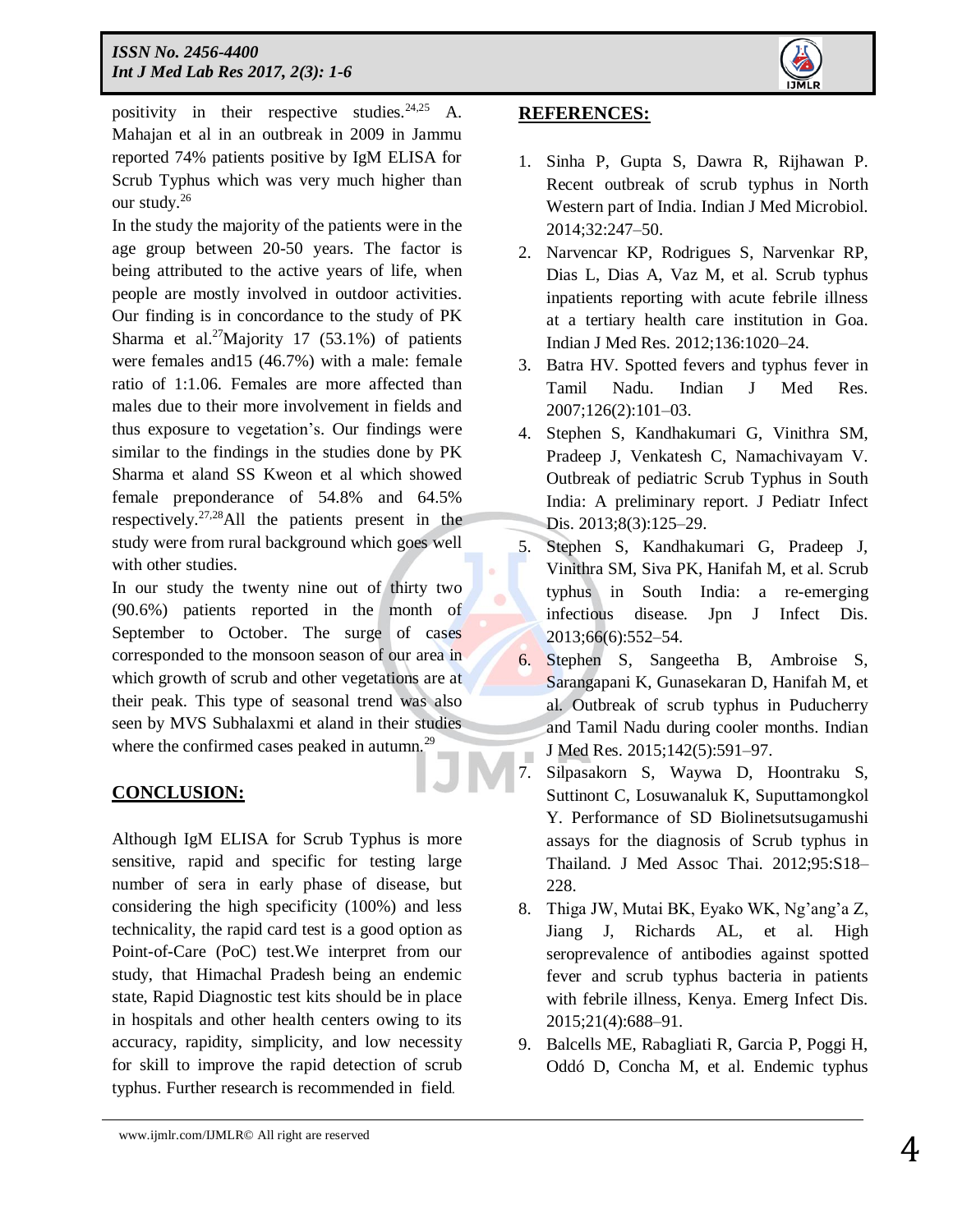positivity in their respective studies.[24,25] A. Mahajan et al in an outbreak in 2009 in Jammu reported 74% patients positive by IgM ELISA for Scrub Typhus which was very much higher than our study.[26]

In the study the majority of the patients were in the age group between 20-50 years. The factor is being attributed to the active years of life, when people are mostly involved in outdoor activities. Our finding is in concordance to the study of PK Sharma et al.[27]Majority 17 (53.1%) of patients were females and15 (46.7%) with a male: female ratio of 1:1.06. Females are more affected than males due to their more involvement in fields and thus exposure to vegetation's. Our findings were similar to the findings in the studies done by PK Sharma et aland SS Kweon et al which showed female preponderance of 54.8% and 64.5% respectively.[27,28]All the patients present in the study were from rural background which goes well with other studies.

In our study the twenty nine out of thirty two (90.6%) patients reported in the month of September to October. The surge of cases corresponded to the monsoon season of our area in which growth of scrub and other vegetations are at their peak. This type of seasonal trend was also seen by MVS Subhalaxmi et aland in their studies where the confirmed cases peaked in autumn.[29]

## CONCLUSION:

Although IgM ELISA for Scrub Typhus is more sensitive, rapid and specific for testing large number of sera in early phase of disease, but considering the high specificity (100%) and less technicality, the rapid card test is a good option as Point-of-Care (PoC) test.We interpret from our study, that Himachal Pradesh being an endemic state, Rapid Diagnostic test kits should be in place in hospitals and other health centers owing to its accuracy, rapidity, simplicity, and low necessity for skill to improve the rapid detection of scrub typhus. Further research is recommended in field.

## REFERENCES:

1. Sinha P, Gupta S, Dawra R, Rijhawan P. Recent outbreak of scrub typhus in North Western part of India. Indian J Med Microbiol. 2014;32:247–50.
2. Narvencar KP, Rodrigues S, Narvenkar RP, Dias L, Dias A, Vaz M, et al. Scrub typhus inpatients reporting with acute febrile illness at a tertiary health care institution in Goa. Indian J Med Res. 2012;136:1020–24.
3. Batra HV. Spotted fevers and typhus fever in Tamil Nadu. Indian J Med Res. 2007;126(2):101–03.
4. Stephen S, Kandhakumari G, Vinithra SM, Pradeep J, Venkatesh C, Namachivayam V. Outbreak of pediatric Scrub Typhus in South India: A preliminary report. J Pediatr Infect Dis. 2013;8(3):125–29.
5. Stephen S, Kandhakumari G, Pradeep J, Vinithra SM, Siva PK, Hanifah M, et al. Scrub typhus in South India: a re-emerging infectious disease. Jpn J Infect Dis. 2013;66(6):552–54.
6. Stephen S, Sangeetha B, Ambroise S, Sarangapani K, Gunasekaran D, Hanifah M, et al. Outbreak of scrub typhus in Puducherry and Tamil Nadu during cooler months. Indian J Med Res. 2015;142(5):591–97.
7. Silpasakorn S, Waywa D, Hoontraku S, Suttinont C, Losuwanaluk K, Suputtamongkol Y. Performance of SD Biolinetsutsugamushi assays for the diagnosis of Scrub typhus in Thailand. J Med Assoc Thai. 2012;95:S18–228.
8. Thiga JW, Mutai BK, Eyako WK, Ng'ang'a Z, Jiang J, Richards AL, et al. High seroprevalence of antibodies against spotted fever and scrub typhus bacteria in patients with febrile illness, Kenya. Emerg Infect Dis. 2015;21(4):688–91.
9. Balcells ME, Rabagliati R, Garcia P, Poggi H, Oddó D, Concha M, et al. Endemic typhus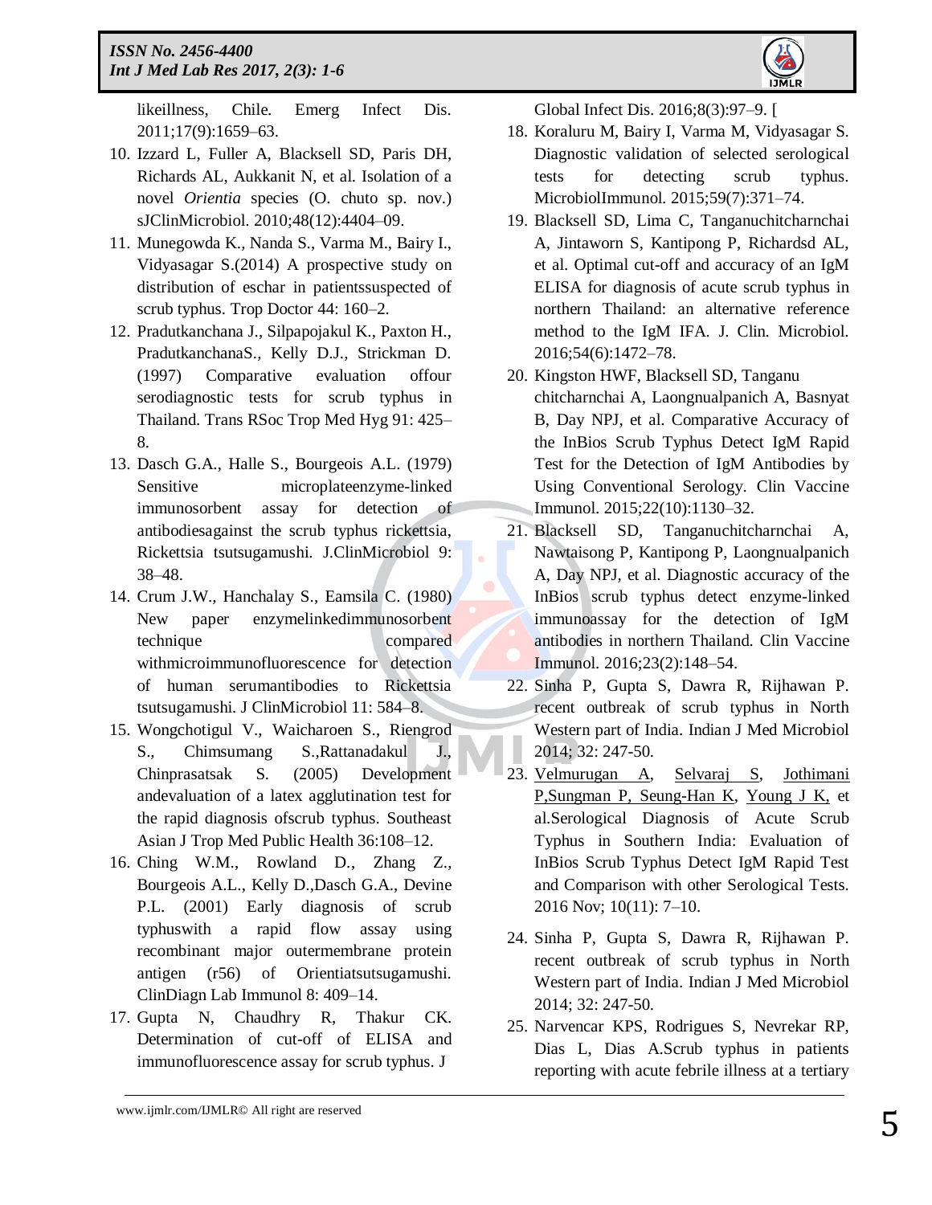likeillness, Chile. Emerg Infect Dis. 2011;17(9):1659–63.

10. Izzard L, Fuller A, Blacksell SD, Paris DH, Richards AL, Aukkanit N, et al. Isolation of a novel *Orientia* species (O. chuto sp. nov.) sJClinMicrobiol. 2010;48(12):4404–09.
11. Munegowda K., Nanda S., Varma M., Bairy I., Vidyasagar S.(2014) A prospective study on distribution of eschar in patientssuspected of scrub typhus. Trop Doctor 44: 160–2.
12. Pradutkanchana J., Silpapojakul K., Paxton H., PradutkanchanaS., Kelly D.J., Strickman D. (1997) Comparative evaluation offour serodiagnostic tests for scrub typhus in Thailand. Trans RSoc Trop Med Hyg 91: 425–8.
13. Dasch G.A., Halle S., Bourgeois A.L. (1979) Sensitive microplateenzyme-linked immunosorbent assay for detection of antibodiesagainst the scrub typhus rickettsia, Rickettsia tsutsugamushi. J.ClinMicrobiol 9: 38–48.
14. Crum J.W., Hanchalay S., Eamsila C. (1980) New paper enzymelinkedimmunosorbent technique compared withmicroimmunofluorescence for detection of human serumantibodies to Rickettsia tsutsugamushi. J ClinMicrobiol 11: 584–8.
15. Wongchotigul V., Waicharoen S., Riengrod S., Chimsumang S.,Rattanadakul J., Chinprasatsak S. (2005) Development andevaluation of a latex agglutination test for the rapid diagnosis ofscrub typhus. Southeast Asian J Trop Med Public Health 36:108–12.
16. Ching W.M., Rowland D., Zhang Z., Bourgeois A.L., Kelly D.,Dasch G.A., Devine P.L. (2001) Early diagnosis of scrub typhuswith a rapid flow assay using recombinant major outermembrane protein antigen (r56) of Orientiatsutsugamushi. ClinDiagn Lab Immunol 8: 409–14.
17. Gupta N, Chaudhry R, Thakur CK. Determination of cut-off of ELISA and immunofluorescence assay for scrub typhus. J Global Infect Dis. 2016;8(3):97–9. [
18. Koraluru M, Bairy I, Varma M, Vidyasagar S. Diagnostic validation of selected serological tests for detecting scrub typhus. MicrobiolImmunol. 2015;59(7):371–74.
19. Blacksell SD, Lima C, Tanganuchitcharnchai A, Jintaworn S, Kantipong P, Richardsd AL, et al. Optimal cut-off and accuracy of an IgM ELISA for diagnosis of acute scrub typhus in northern Thailand: an alternative reference method to the IgM IFA. J. Clin. Microbiol. 2016;54(6):1472–78.
20. Kingston HWF, Blacksell SD, Tanganu chitcharnchai A, Laongnualpanich A, Basnyat B, Day NPJ, et al. Comparative Accuracy of the InBios Scrub Typhus Detect IgM Rapid Test for the Detection of IgM Antibodies by Using Conventional Serology. Clin Vaccine Immunol. 2015;22(10):1130–32.
21. Blacksell SD, Tanganuchitcharnchai A, Nawtaisong P, Kantipong P, Laongnualpanich A, Day NPJ, et al. Diagnostic accuracy of the InBios scrub typhus detect enzyme-linked immunoassay for the detection of IgM antibodies in northern Thailand. Clin Vaccine Immunol. 2016;23(2):148–54.
22. Sinha P, Gupta S, Dawra R, Rijhawan P. recent outbreak of scrub typhus in North Western part of India. Indian J Med Microbiol 2014; 32: 247-50.
23. Velmurugan A, Selvaraj S, Jothimani P,Sungman P, Seung-Han K, Young J K, et al.Serological Diagnosis of Acute Scrub Typhus in Southern India: Evaluation of InBios Scrub Typhus Detect IgM Rapid Test and Comparison with other Serological Tests. 2016 Nov; 10(11): 7–10.
24. Sinha P, Gupta S, Dawra R, Rijhawan P. recent outbreak of scrub typhus in North Western part of India. Indian J Med Microbiol 2014; 32: 247-50.
25. Narvencar KPS, Rodrigues S, Nevrekar RP, Dias L, Dias A.Scrub typhus in patients reporting with acute febrile illness at a tertiary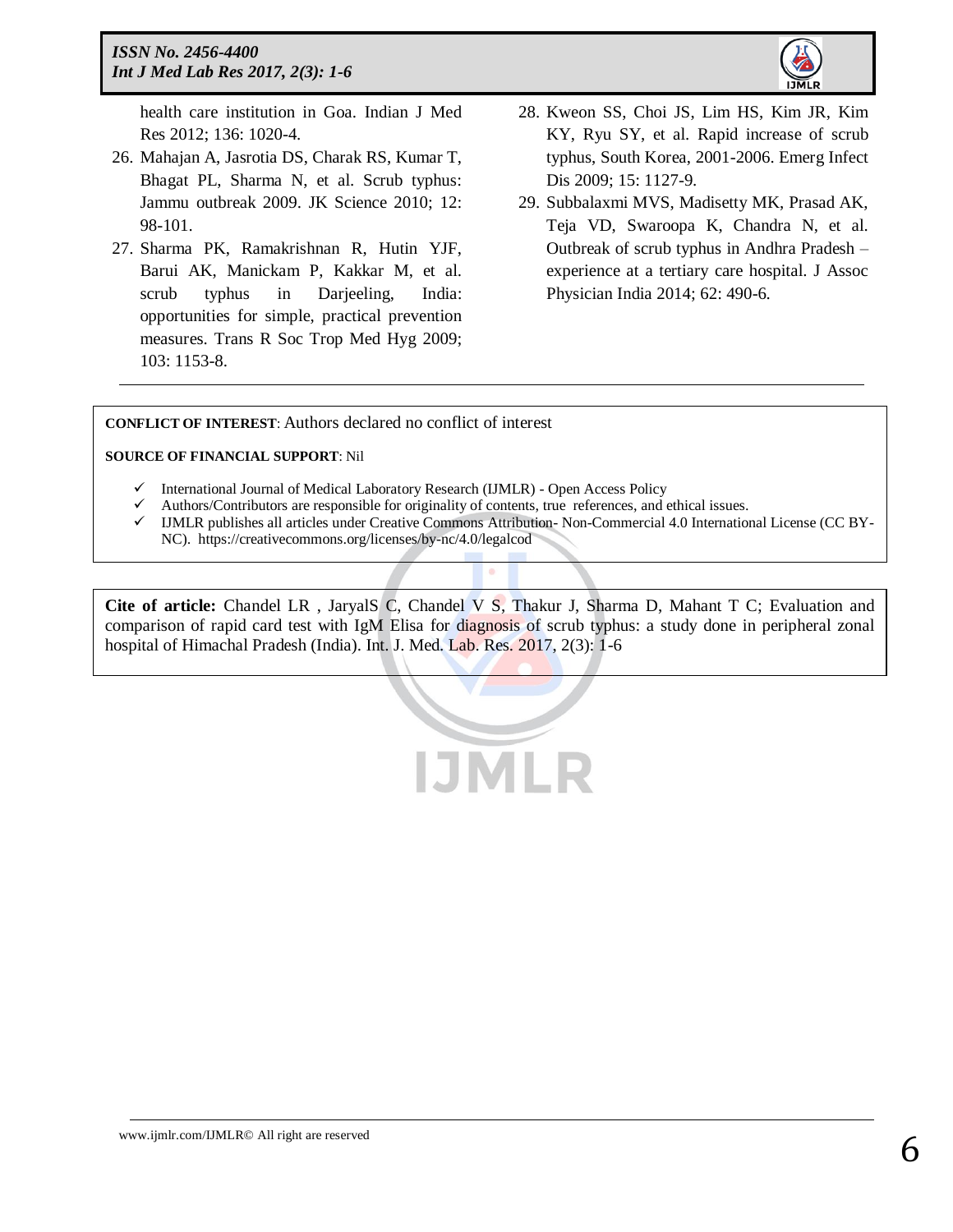health care institution in Goa. Indian J Med Res 2012; 136: 1020-4.

26. Mahajan A, Jasrotia DS, Charak RS, Kumar T, Bhagat PL, Sharma N, et al. Scrub typhus: Jammu outbreak 2009. JK Science 2010; 12: 98-101.
27. Sharma PK, Ramakrishnan R, Hutin YJF, Barui AK, Manickam P, Kakkar M, et al. scrub typhus in Darjeeling, India: opportunities for simple, practical prevention measures. Trans R Soc Trop Med Hyg 2009; 103: 1153-8.
28. Kweon SS, Choi JS, Lim HS, Kim JR, Kim KY, Ryu SY, et al. Rapid increase of scrub typhus, South Korea, 2001-2006. Emerg Infect Dis 2009; 15: 1127-9.
29. Subbalaxmi MVS, Madisetty MK, Prasad AK, Teja VD, Swaroopa K, Chandra N, et al. Outbreak of scrub typhus in Andhra Pradesh – experience at a tertiary care hospital. J Assoc Physician India 2014; 62: 490-6.

---

**CONFLICT OF INTEREST**: Authors declared no conflict of interest

**SOURCE OF FINANCIAL SUPPORT**: Nil

- ✓ International Journal of Medical Laboratory Research (IJMLR) - Open Access Policy
- ✓ Authors/Contributors are responsible for originality of contents, true references, and ethical issues.
- ✓ IJMLR publishes all articles under Creative Commons Attribution- Non-Commercial 4.0 International License (CC BY-NC). https://creativecommons.org/licenses/by-nc/4.0/legalcod

**Cite of article:** Chandel LR , JaryalS C, Chandel V S, Thakur J, Sharma D, Mahant T C; Evaluation and comparison of rapid card test with IgM Elisa for diagnosis of scrub typhus: a study done in peripheral zonal hospital of Himachal Pradesh (India). Int. J. Med. Lab. Res. 2017, 2(3): 1-6